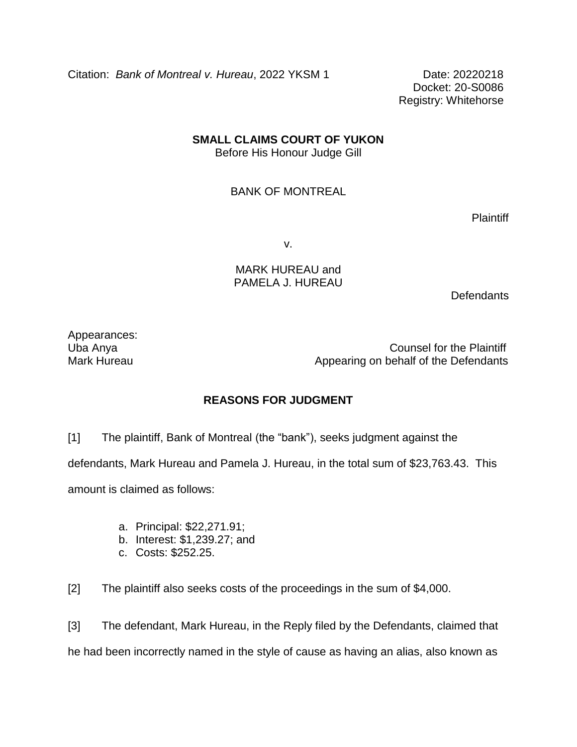Citation: *Bank of Montreal v. Hureau*, 2022 YKSM 1

Date: 20220218
Docket: 20-S0086
Registry: Whitehorse

**SMALL CLAIMS COURT OF YUKON**
Before His Honour Judge Gill

BANK OF MONTREAL

Plaintiff

v.

MARK HUREAU and
PAMELA J. HUREAU

Defendants

Appearances:
Uba Anya — Counsel for the Plaintiff
Mark Hureau — Appearing on behalf of the Defendants

**REASONS FOR JUDGMENT**

[1] The plaintiff, Bank of Montreal (the "bank"), seeks judgment against the defendants, Mark Hureau and Pamela J. Hureau, in the total sum of $23,763.43. This amount is claimed as follows:

a. Principal: $22,271.91;
b. Interest: $1,239.27; and
c. Costs: $252.25.

[2] The plaintiff also seeks costs of the proceedings in the sum of $4,000.

[3] The defendant, Mark Hureau, in the Reply filed by the Defendants, claimed that he had been incorrectly named in the style of cause as having an alias, also known as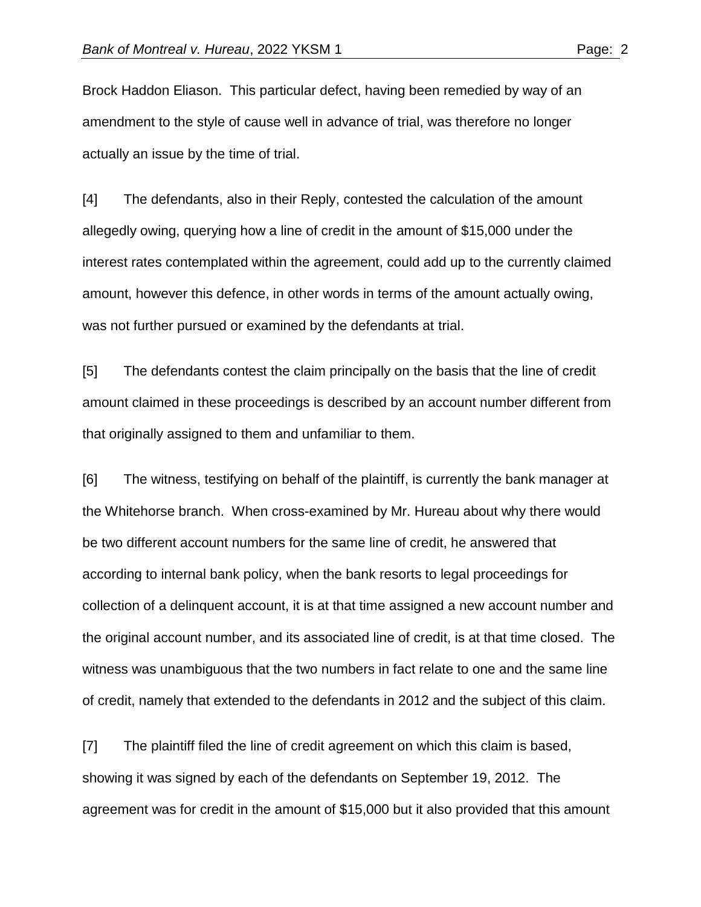Brock Haddon Eliason. This particular defect, having been remedied by way of an amendment to the style of cause well in advance of trial, was therefore no longer actually an issue by the time of trial.

[4] The defendants, also in their Reply, contested the calculation of the amount allegedly owing, querying how a line of credit in the amount of $15,000 under the interest rates contemplated within the agreement, could add up to the currently claimed amount, however this defence, in other words in terms of the amount actually owing, was not further pursued or examined by the defendants at trial.

[5] The defendants contest the claim principally on the basis that the line of credit amount claimed in these proceedings is described by an account number different from that originally assigned to them and unfamiliar to them.

[6] The witness, testifying on behalf of the plaintiff, is currently the bank manager at the Whitehorse branch. When cross-examined by Mr. Hureau about why there would be two different account numbers for the same line of credit, he answered that according to internal bank policy, when the bank resorts to legal proceedings for collection of a delinquent account, it is at that time assigned a new account number and the original account number, and its associated line of credit, is at that time closed. The witness was unambiguous that the two numbers in fact relate to one and the same line of credit, namely that extended to the defendants in 2012 and the subject of this claim.

[7] The plaintiff filed the line of credit agreement on which this claim is based, showing it was signed by each of the defendants on September 19, 2012. The agreement was for credit in the amount of $15,000 but it also provided that this amount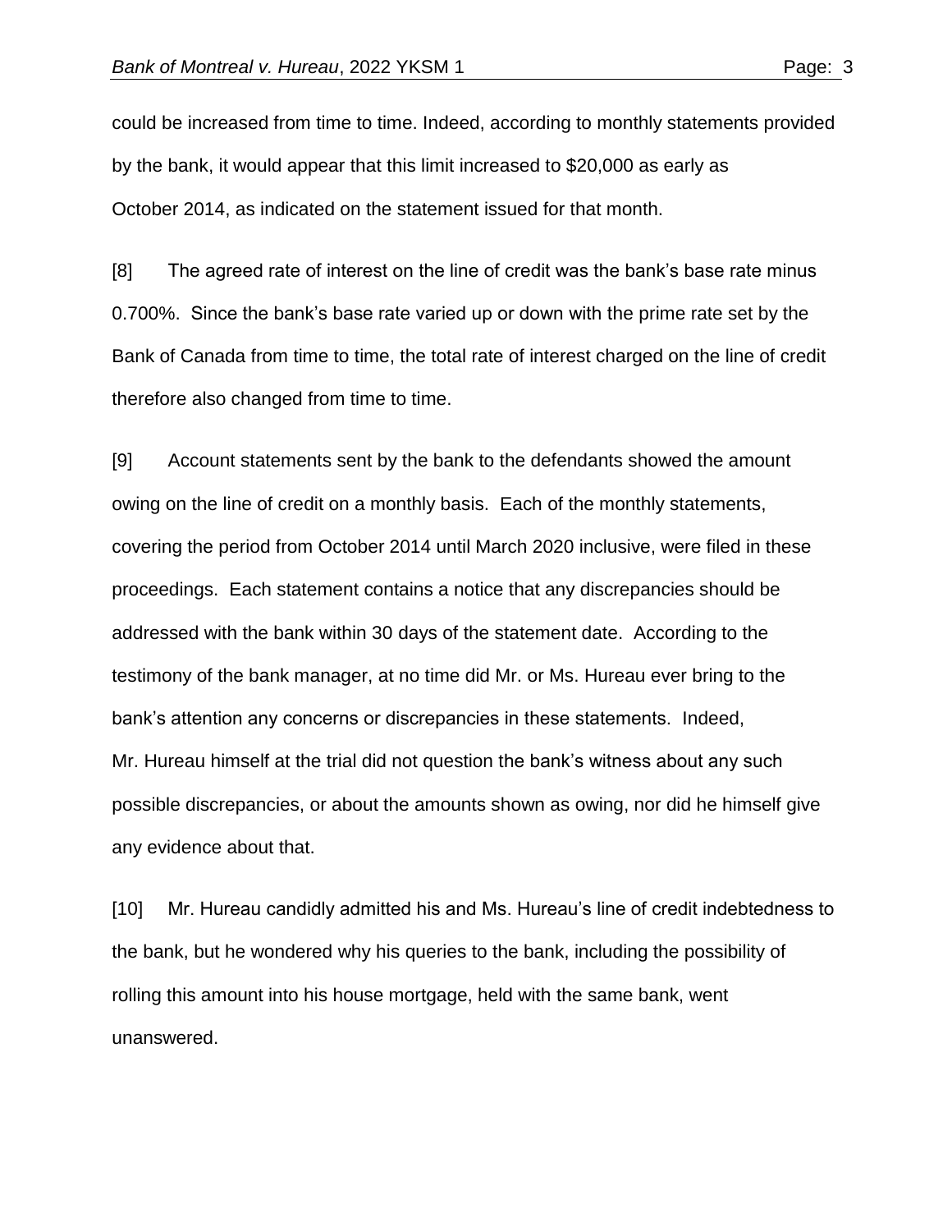could be increased from time to time. Indeed, according to monthly statements provided by the bank, it would appear that this limit increased to $20,000 as early as October 2014, as indicated on the statement issued for that month.

[8] The agreed rate of interest on the line of credit was the bank's base rate minus 0.700%. Since the bank's base rate varied up or down with the prime rate set by the Bank of Canada from time to time, the total rate of interest charged on the line of credit therefore also changed from time to time.

[9] Account statements sent by the bank to the defendants showed the amount owing on the line of credit on a monthly basis. Each of the monthly statements, covering the period from October 2014 until March 2020 inclusive, were filed in these proceedings. Each statement contains a notice that any discrepancies should be addressed with the bank within 30 days of the statement date. According to the testimony of the bank manager, at no time did Mr. or Ms. Hureau ever bring to the bank's attention any concerns or discrepancies in these statements. Indeed, Mr. Hureau himself at the trial did not question the bank's witness about any such possible discrepancies, or about the amounts shown as owing, nor did he himself give any evidence about that.

[10] Mr. Hureau candidly admitted his and Ms. Hureau's line of credit indebtedness to the bank, but he wondered why his queries to the bank, including the possibility of rolling this amount into his house mortgage, held with the same bank, went unanswered.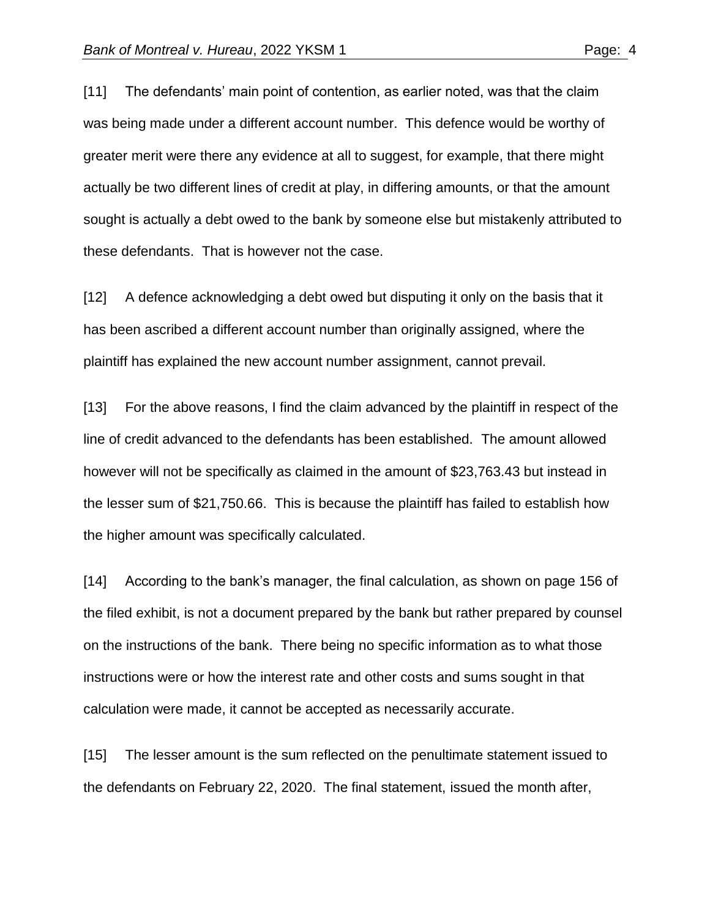[11] The defendants' main point of contention, as earlier noted, was that the claim was being made under a different account number. This defence would be worthy of greater merit were there any evidence at all to suggest, for example, that there might actually be two different lines of credit at play, in differing amounts, or that the amount sought is actually a debt owed to the bank by someone else but mistakenly attributed to these defendants. That is however not the case.

[12] A defence acknowledging a debt owed but disputing it only on the basis that it has been ascribed a different account number than originally assigned, where the plaintiff has explained the new account number assignment, cannot prevail.

[13] For the above reasons, I find the claim advanced by the plaintiff in respect of the line of credit advanced to the defendants has been established. The amount allowed however will not be specifically as claimed in the amount of $23,763.43 but instead in the lesser sum of $21,750.66. This is because the plaintiff has failed to establish how the higher amount was specifically calculated.

[14] According to the bank's manager, the final calculation, as shown on page 156 of the filed exhibit, is not a document prepared by the bank but rather prepared by counsel on the instructions of the bank. There being no specific information as to what those instructions were or how the interest rate and other costs and sums sought in that calculation were made, it cannot be accepted as necessarily accurate.

[15] The lesser amount is the sum reflected on the penultimate statement issued to the defendants on February 22, 2020. The final statement, issued the month after,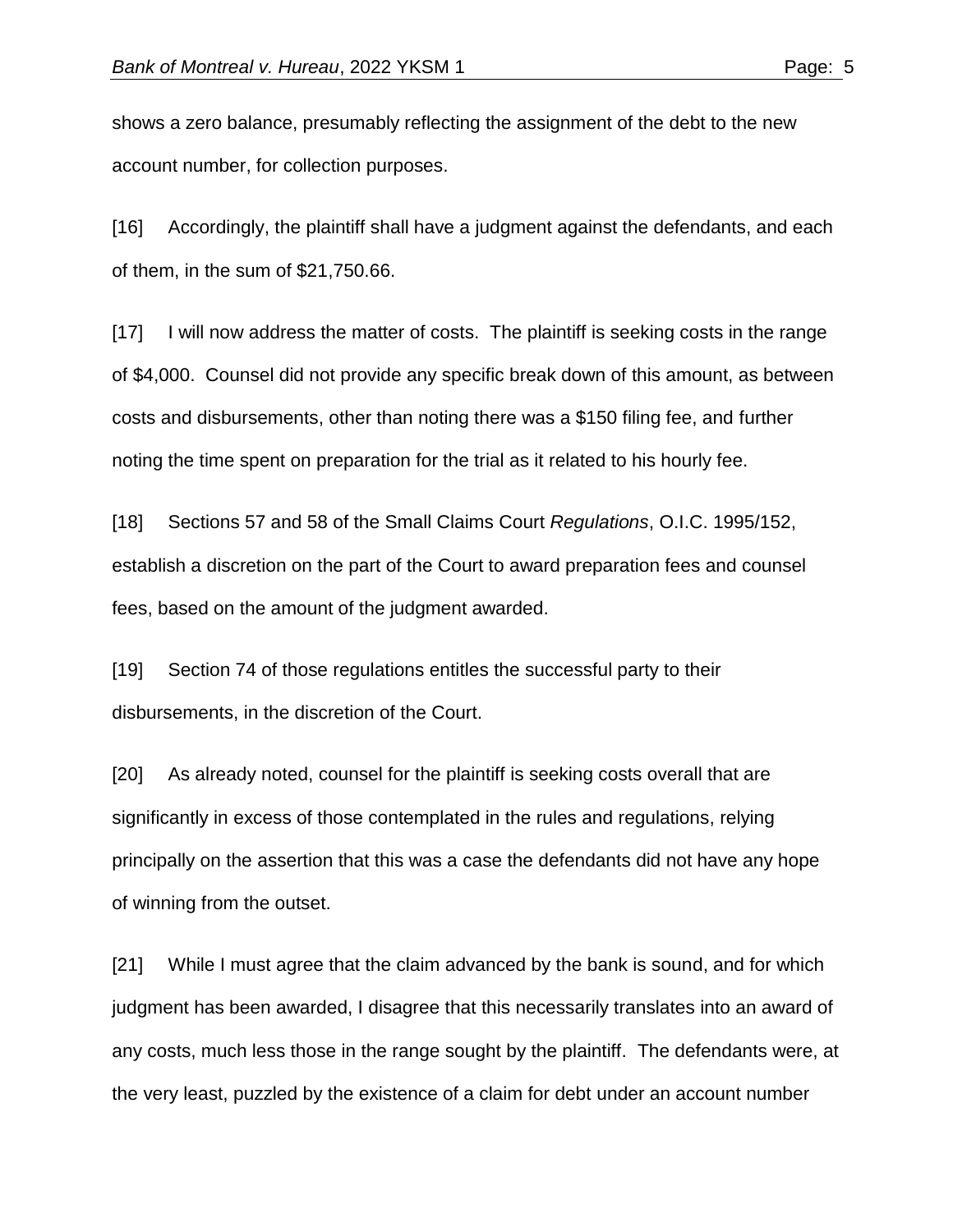shows a zero balance, presumably reflecting the assignment of the debt to the new account number, for collection purposes.

[16] Accordingly, the plaintiff shall have a judgment against the defendants, and each of them, in the sum of $21,750.66.

[17] I will now address the matter of costs. The plaintiff is seeking costs in the range of $4,000. Counsel did not provide any specific break down of this amount, as between costs and disbursements, other than noting there was a $150 filing fee, and further noting the time spent on preparation for the trial as it related to his hourly fee.

[18] Sections 57 and 58 of the Small Claims Court *Regulations*, O.I.C. 1995/152, establish a discretion on the part of the Court to award preparation fees and counsel fees, based on the amount of the judgment awarded.

[19] Section 74 of those regulations entitles the successful party to their disbursements, in the discretion of the Court.

[20] As already noted, counsel for the plaintiff is seeking costs overall that are significantly in excess of those contemplated in the rules and regulations, relying principally on the assertion that this was a case the defendants did not have any hope of winning from the outset.

[21] While I must agree that the claim advanced by the bank is sound, and for which judgment has been awarded, I disagree that this necessarily translates into an award of any costs, much less those in the range sought by the plaintiff. The defendants were, at the very least, puzzled by the existence of a claim for debt under an account number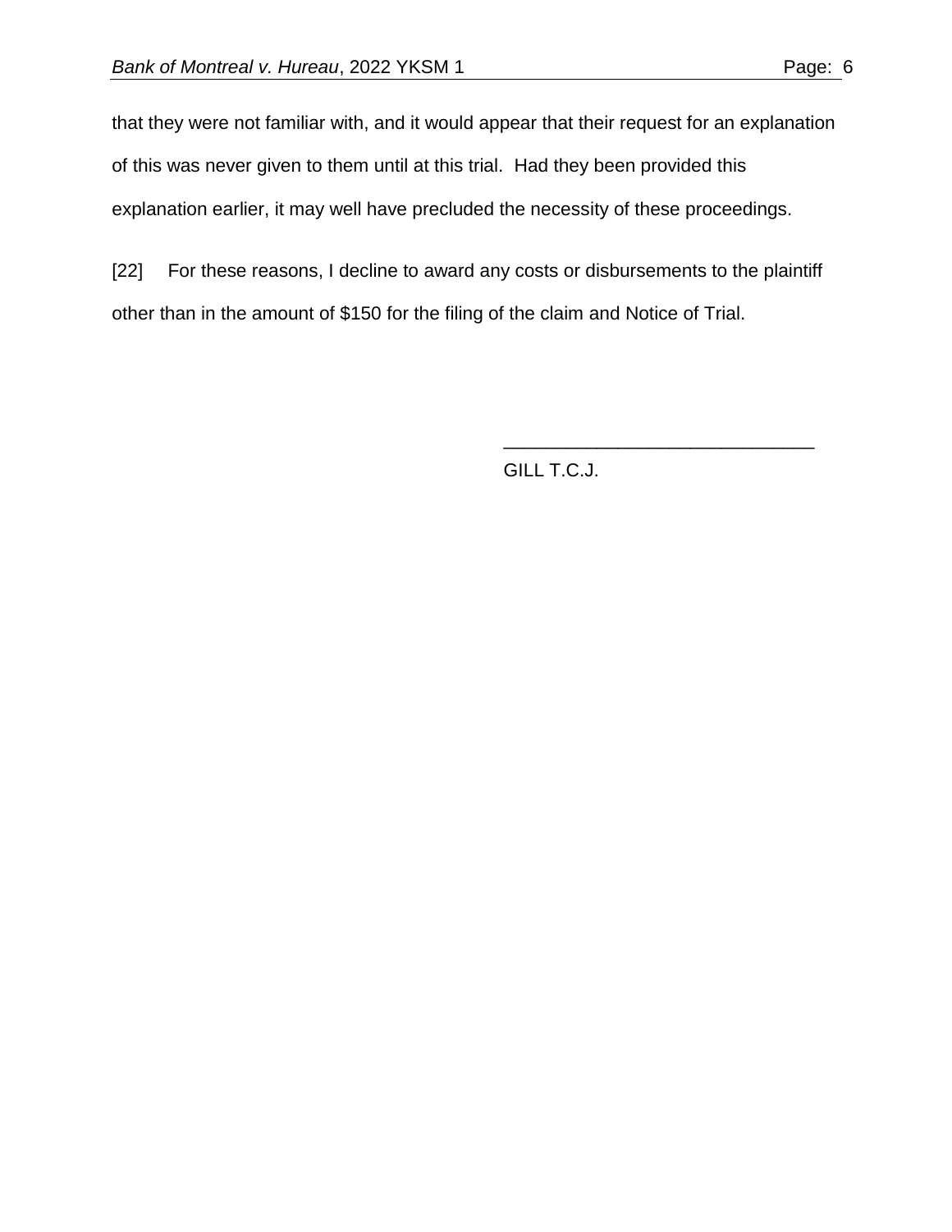that they were not familiar with, and it would appear that their request for an explanation of this was never given to them until at this trial. Had they been provided this explanation earlier, it may well have precluded the necessity of these proceedings.

[22] For these reasons, I decline to award any costs or disbursements to the plaintiff other than in the amount of $150 for the filing of the claim and Notice of Trial.

______________________________

GILL T.C.J.